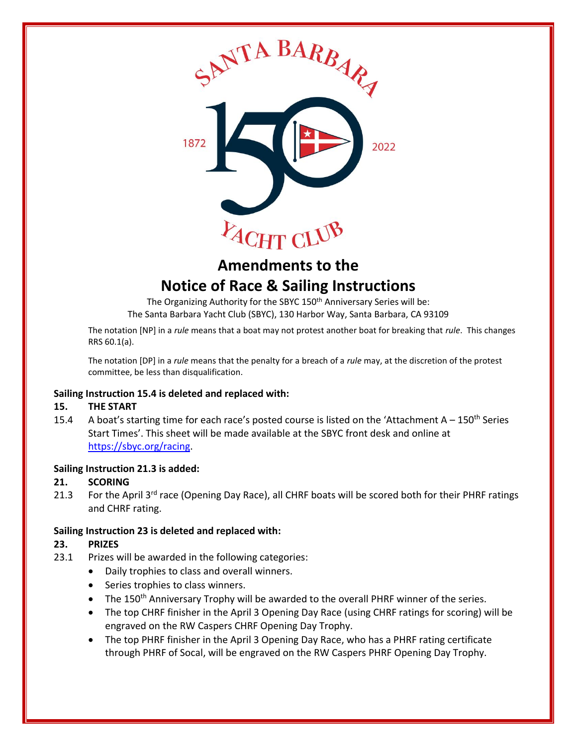SANTA BARBARA 1872 150 2022 YACHT CLUB

# Amendments to the Notice of Race & Sailing Instructions

The Organizing Authority for the SBYC 150th Anniversary Series will be:
The Santa Barbara Yacht Club (SBYC), 130 Harbor Way, Santa Barbara, CA 93109

The notation [NP] in a *rule* means that a boat may not protest another boat for breaking that *rule*. This changes RRS 60.1(a).

The notation [DP] in a *rule* means that the penalty for a breach of a *rule* may, at the discretion of the protest committee, be less than disqualification.

**Sailing Instruction 15.4 is deleted and replaced with:**

**15. THE START**

15.4 A boat's starting time for each race's posted course is listed on the 'Attachment A – 150th Series Start Times'. This sheet will be made available at the SBYC front desk and online at https://sbyc.org/racing.

**Sailing Instruction 21.3 is added:**

**21. SCORING**

21.3 For the April 3rd race (Opening Day Race), all CHRF boats will be scored both for their PHRF ratings and CHRF rating.

**Sailing Instruction 23 is deleted and replaced with:**

**23. PRIZES**

23.1 Prizes will be awarded in the following categories:

- Daily trophies to class and overall winners.
- Series trophies to class winners.
- The 150th Anniversary Trophy will be awarded to the overall PHRF winner of the series.
- The top CHRF finisher in the April 3 Opening Day Race (using CHRF ratings for scoring) will be engraved on the RW Caspers CHRF Opening Day Trophy.
- The top PHRF finisher in the April 3 Opening Day Race, who has a PHRF rating certificate through PHRF of Socal, will be engraved on the RW Caspers PHRF Opening Day Trophy.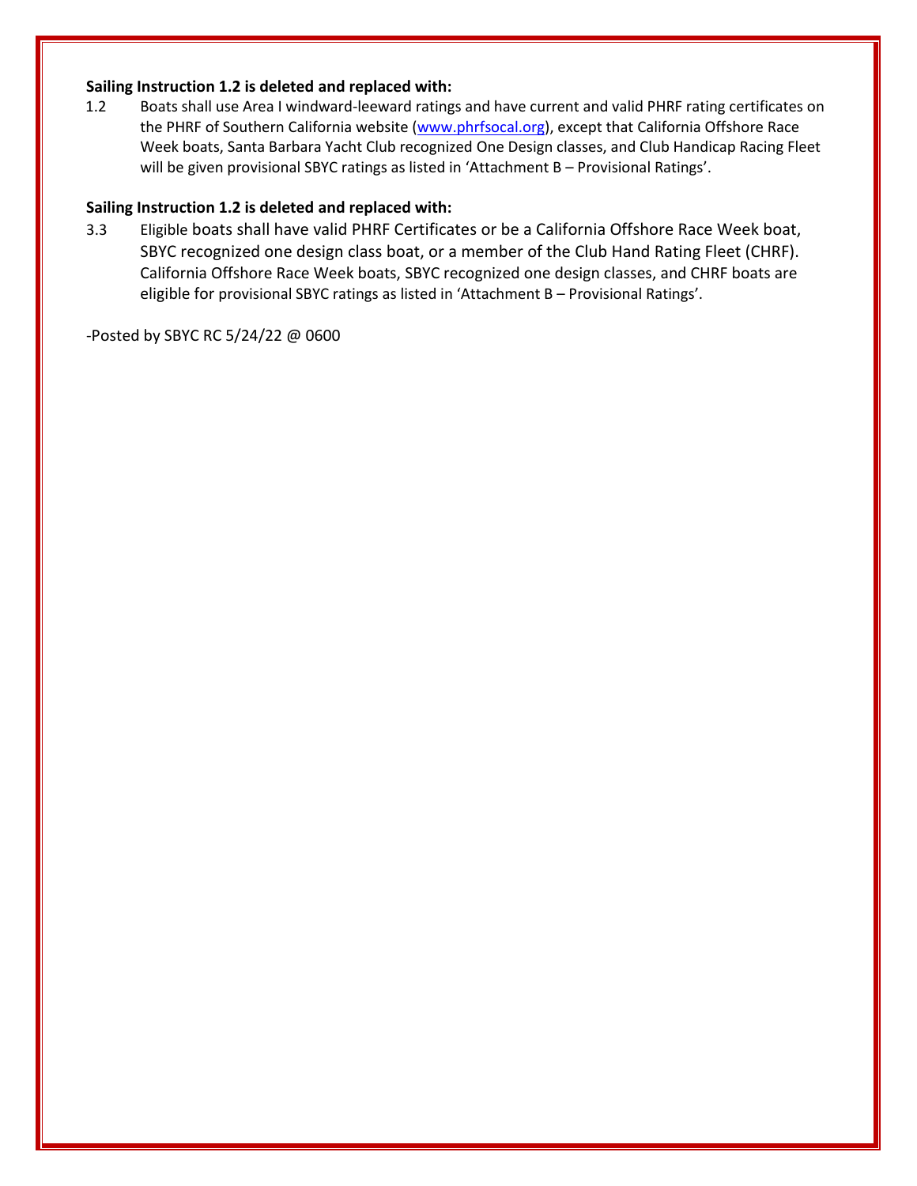**Sailing Instruction 1.2 is deleted and replaced with:**

1.2 Boats shall use Area I windward-leeward ratings and have current and valid PHRF rating certificates on the PHRF of Southern California website (www.phrfsocal.org), except that California Offshore Race Week boats, Santa Barbara Yacht Club recognized One Design classes, and Club Handicap Racing Fleet will be given provisional SBYC ratings as listed in 'Attachment B – Provisional Ratings'.

**Sailing Instruction 1.2 is deleted and replaced with:**

3.3 Eligible boats shall have valid PHRF Certificates or be a California Offshore Race Week boat, SBYC recognized one design class boat, or a member of the Club Hand Rating Fleet (CHRF). California Offshore Race Week boats, SBYC recognized one design classes, and CHRF boats are eligible for provisional SBYC ratings as listed in 'Attachment B – Provisional Ratings'.

-Posted by SBYC RC 5/24/22 @ 0600